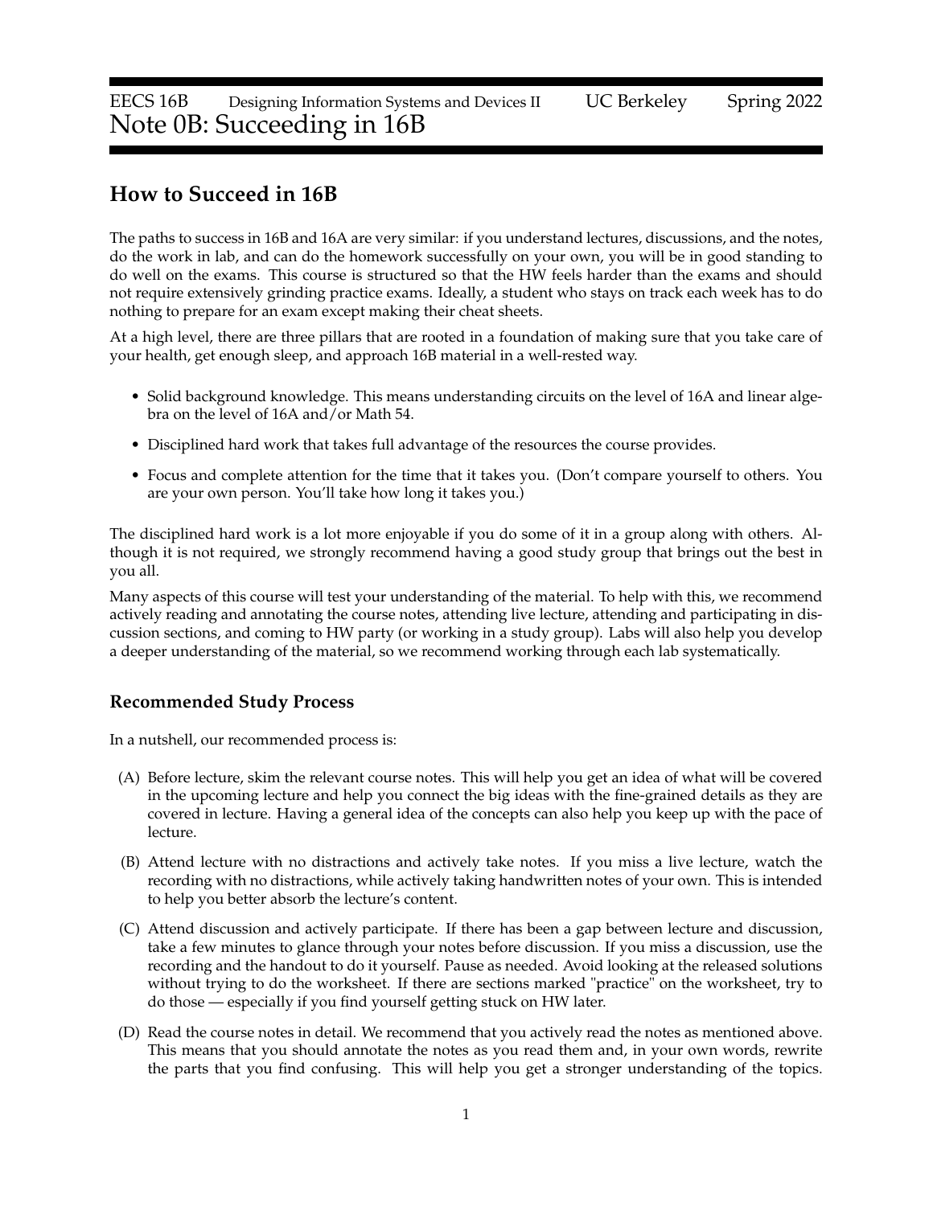EECS 16B Designing Information Systems and Devices II UC Berkeley Spring 2022

# Note 0B: Succeeding in 16B

## How to Succeed in 16B

The paths to success in 16B and 16A are very similar: if you understand lectures, discussions, and the notes, do the work in lab, and can do the homework successfully on your own, you will be in good standing to do well on the exams. This course is structured so that the HW feels harder than the exams and should not require extensively grinding practice exams. Ideally, a student who stays on track each week has to do nothing to prepare for an exam except making their cheat sheets.

At a high level, there are three pillars that are rooted in a foundation of making sure that you take care of your health, get enough sleep, and approach 16B material in a well-rested way.

- Solid background knowledge. This means understanding circuits on the level of 16A and linear algebra on the level of 16A and/or Math 54.
- Disciplined hard work that takes full advantage of the resources the course provides.
- Focus and complete attention for the time that it takes you. (Don't compare yourself to others. You are your own person. You'll take how long it takes you.)

The disciplined hard work is a lot more enjoyable if you do some of it in a group along with others. Although it is not required, we strongly recommend having a good study group that brings out the best in you all.

Many aspects of this course will test your understanding of the material. To help with this, we recommend actively reading and annotating the course notes, attending live lecture, attending and participating in discussion sections, and coming to HW party (or working in a study group). Labs will also help you develop a deeper understanding of the material, so we recommend working through each lab systematically.

### Recommended Study Process

In a nutshell, our recommended process is:

(A) Before lecture, skim the relevant course notes. This will help you get an idea of what will be covered in the upcoming lecture and help you connect the big ideas with the fine-grained details as they are covered in lecture. Having a general idea of the concepts can also help you keep up with the pace of lecture.

(B) Attend lecture with no distractions and actively take notes. If you miss a live lecture, watch the recording with no distractions, while actively taking handwritten notes of your own. This is intended to help you better absorb the lecture's content.

(C) Attend discussion and actively participate. If there has been a gap between lecture and discussion, take a few minutes to glance through your notes before discussion. If you miss a discussion, use the recording and the handout to do it yourself. Pause as needed. Avoid looking at the released solutions without trying to do the worksheet. If there are sections marked "practice" on the worksheet, try to do those — especially if you find yourself getting stuck on HW later.

(D) Read the course notes in detail. We recommend that you actively read the notes as mentioned above. This means that you should annotate the notes as you read them and, in your own words, rewrite the parts that you find confusing. This will help you get a stronger understanding of the topics.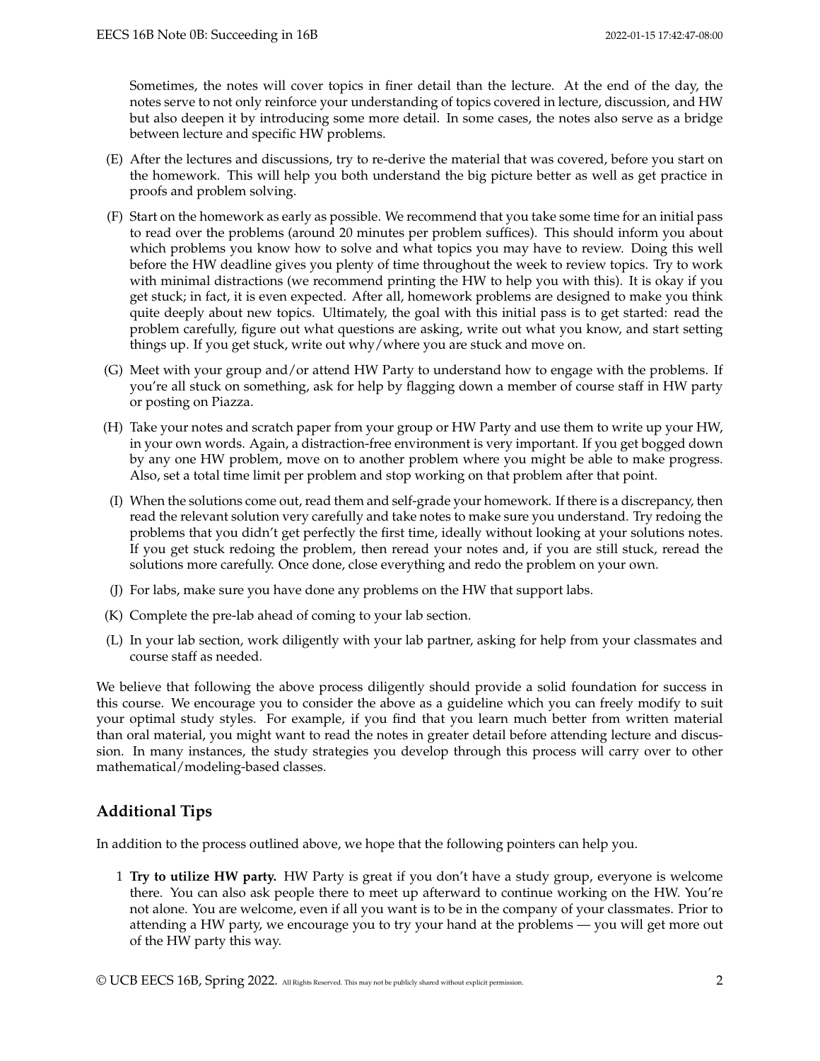Sometimes, the notes will cover topics in finer detail than the lecture. At the end of the day, the notes serve to not only reinforce your understanding of topics covered in lecture, discussion, and HW but also deepen it by introducing some more detail. In some cases, the notes also serve as a bridge between lecture and specific HW problems.

(E) After the lectures and discussions, try to re-derive the material that was covered, before you start on the homework. This will help you both understand the big picture better as well as get practice in proofs and problem solving.

(F) Start on the homework as early as possible. We recommend that you take some time for an initial pass to read over the problems (around 20 minutes per problem suffices). This should inform you about which problems you know how to solve and what topics you may have to review. Doing this well before the HW deadline gives you plenty of time throughout the week to review topics. Try to work with minimal distractions (we recommend printing the HW to help you with this). It is okay if you get stuck; in fact, it is even expected. After all, homework problems are designed to make you think quite deeply about new topics. Ultimately, the goal with this initial pass is to get started: read the problem carefully, figure out what questions are asking, write out what you know, and start setting things up. If you get stuck, write out why/where you are stuck and move on.

(G) Meet with your group and/or attend HW Party to understand how to engage with the problems. If you're all stuck on something, ask for help by flagging down a member of course staff in HW party or posting on Piazza.

(H) Take your notes and scratch paper from your group or HW Party and use them to write up your HW, in your own words. Again, a distraction-free environment is very important. If you get bogged down by any one HW problem, move on to another problem where you might be able to make progress. Also, set a total time limit per problem and stop working on that problem after that point.

(I) When the solutions come out, read them and self-grade your homework. If there is a discrepancy, then read the relevant solution very carefully and take notes to make sure you understand. Try redoing the problems that you didn't get perfectly the first time, ideally without looking at your solutions notes. If you get stuck redoing the problem, then reread your notes and, if you are still stuck, reread the solutions more carefully. Once done, close everything and redo the problem on your own.

(J) For labs, make sure you have done any problems on the HW that support labs.

(K) Complete the pre-lab ahead of coming to your lab section.

(L) In your lab section, work diligently with your lab partner, asking for help from your classmates and course staff as needed.

We believe that following the above process diligently should provide a solid foundation for success in this course. We encourage you to consider the above as a guideline which you can freely modify to suit your optimal study styles. For example, if you find that you learn much better from written material than oral material, you might want to read the notes in greater detail before attending lecture and discussion. In many instances, the study strategies you develop through this process will carry over to other mathematical/modeling-based classes.

## Additional Tips

In addition to the process outlined above, we hope that the following pointers can help you.

1 **Try to utilize HW party.** HW Party is great if you don't have a study group, everyone is welcome there. You can also ask people there to meet up afterward to continue working on the HW. You're not alone. You are welcome, even if all you want is to be in the company of your classmates. Prior to attending a HW party, we encourage you to try your hand at the problems — you will get more out of the HW party this way.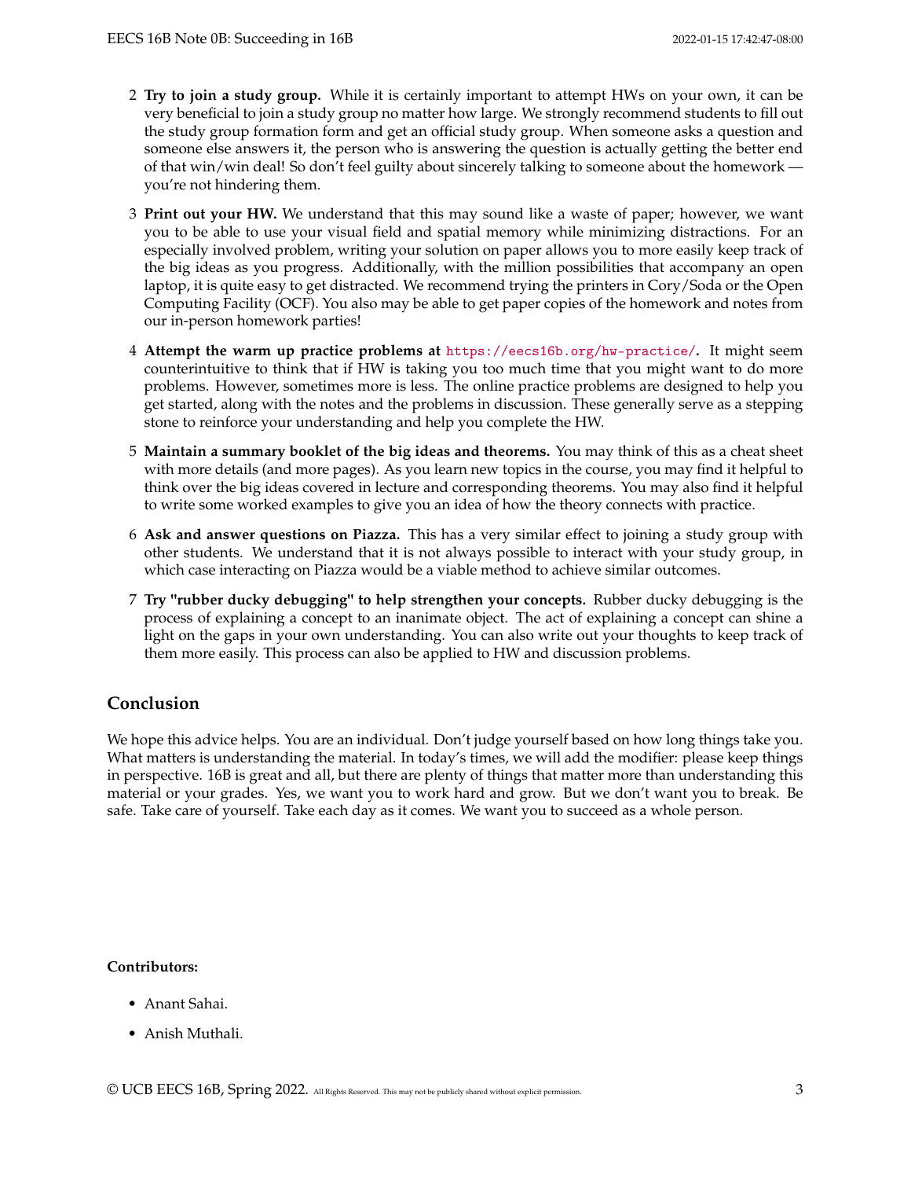2. **Try to join a study group.** While it is certainly important to attempt HWs on your own, it can be very beneficial to join a study group no matter how large. We strongly recommend students to fill out the study group formation form and get an official study group. When someone asks a question and someone else answers it, the person who is answering the question is actually getting the better end of that win/win deal! So don't feel guilty about sincerely talking to someone about the homework — you're not hindering them.

3. **Print out your HW.** We understand that this may sound like a waste of paper; however, we want you to be able to use your visual field and spatial memory while minimizing distractions. For an especially involved problem, writing your solution on paper allows you to more easily keep track of the big ideas as you progress. Additionally, with the million possibilities that accompany an open laptop, it is quite easy to get distracted. We recommend trying the printers in Cory/Soda or the Open Computing Facility (OCF). You also may be able to get paper copies of the homework and notes from our in-person homework parties!

4. **Attempt the warm up practice problems at https://eecs16b.org/hw-practice/.** It might seem counterintuitive to think that if HW is taking you too much time that you might want to do more problems. However, sometimes more is less. The online practice problems are designed to help you get started, along with the notes and the problems in discussion. These generally serve as a stepping stone to reinforce your understanding and help you complete the HW.

5. **Maintain a summary booklet of the big ideas and theorems.** You may think of this as a cheat sheet with more details (and more pages). As you learn new topics in the course, you may find it helpful to think over the big ideas covered in lecture and corresponding theorems. You may also find it helpful to write some worked examples to give you an idea of how the theory connects with practice.

6. **Ask and answer questions on Piazza.** This has a very similar effect to joining a study group with other students. We understand that it is not always possible to interact with your study group, in which case interacting on Piazza would be a viable method to achieve similar outcomes.

7. **Try "rubber ducky debugging" to help strengthen your concepts.** Rubber ducky debugging is the process of explaining a concept to an inanimate object. The act of explaining a concept can shine a light on the gaps in your own understanding. You can also write out your thoughts to keep track of them more easily. This process can also be applied to HW and discussion problems.

## Conclusion

We hope this advice helps. You are an individual. Don't judge yourself based on how long things take you. What matters is understanding the material. In today's times, we will add the modifier: please keep things in perspective. 16B is great and all, but there are plenty of things that matter more than understanding this material or your grades. Yes, we want you to work hard and grow. But we don't want you to break. Be safe. Take care of yourself. Take each day as it comes. We want you to succeed as a whole person.

**Contributors:**

- Anant Sahai.
- Anish Muthali.